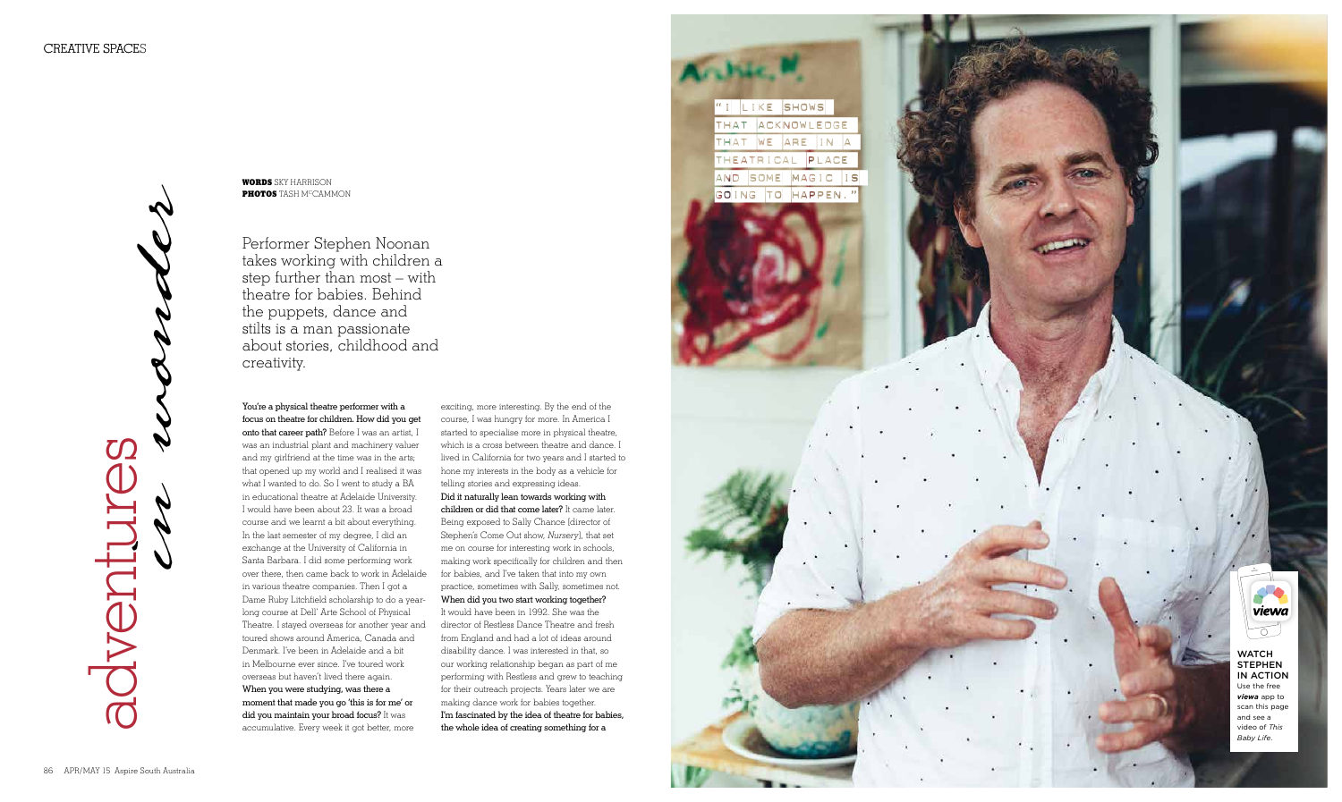# adventures *in wonder*

**WORDS** SKY HARRISON
**PHOTOS** TASH McCAMMON

Performer Stephen Noonan takes working with children a step further than most – with theatre for babies. Behind the puppets, dance and stilts is a man passionate about stories, childhood and creativity.

**You're a physical theatre performer with a focus on theatre for children. How did you get onto that career path?** Before I was an artist, I was an industrial plant and machinery valuer and my girlfriend at the time was in the arts; that opened up my world and I realised it was what I wanted to do. So I went to study a BA in educational theatre at Adelaide University. I would have been about 23. It was a broad course and we learnt a bit about everything. In the last semester of my degree, I did an exchange at the University of California in Santa Barbara. I did some performing work over there, then came back to work in Adelaide in various theatre companies. Then I got a Dame Ruby Litchfield scholarship to do a year-long course at Dell' Arte School of Physical Theatre. I stayed overseas for another year and toured shows around America, Canada and Denmark. I've been in Adelaide and a bit in Melbourne ever since. I've toured work overseas but haven't lived there again.

**When you were studying, was there a moment that made you go 'this is for me' or did you maintain your broad focus?** It was accumulative. Every week it got better, more exciting, more interesting. By the end of the course, I was hungry for more. In America I started to specialise more in physical theatre, which is a cross between theatre and dance. I lived in California for two years and I started to hone my interests in the body as a vehicle for telling stories and expressing ideas.

**Did it naturally lean towards working with children or did that come later?** It came later. Being exposed to Sally Chance [director of Stephen's Come Out show, *Nursery*], that set me on course for interesting work in schools, making work specifically for children and then for babies, and I've taken that into my own practice, sometimes with Sally, sometimes not.

**When did you two start working together?** It would have been in 1992. She was the director of Restless Dance Theatre and fresh from England and had a lot of ideas around disability dance. I was interested in that, so our working relationship began as part of me performing with Restless and grew to teaching for their outreach projects. Years later we are making dance work for babies together.

**I'm fascinated by the idea of theatre for babies, the whole idea of creating something for a**

"I LIKE SHOWS THAT ACKNOWLEDGE THAT WE ARE IN A THEATRICAL PLACE AND SOME MAGIC IS GOING TO HAPPEN."

**WATCH STEPHEN IN ACTION** Use the free ***viewa*** app to scan this page and see a video of *This Baby Life*.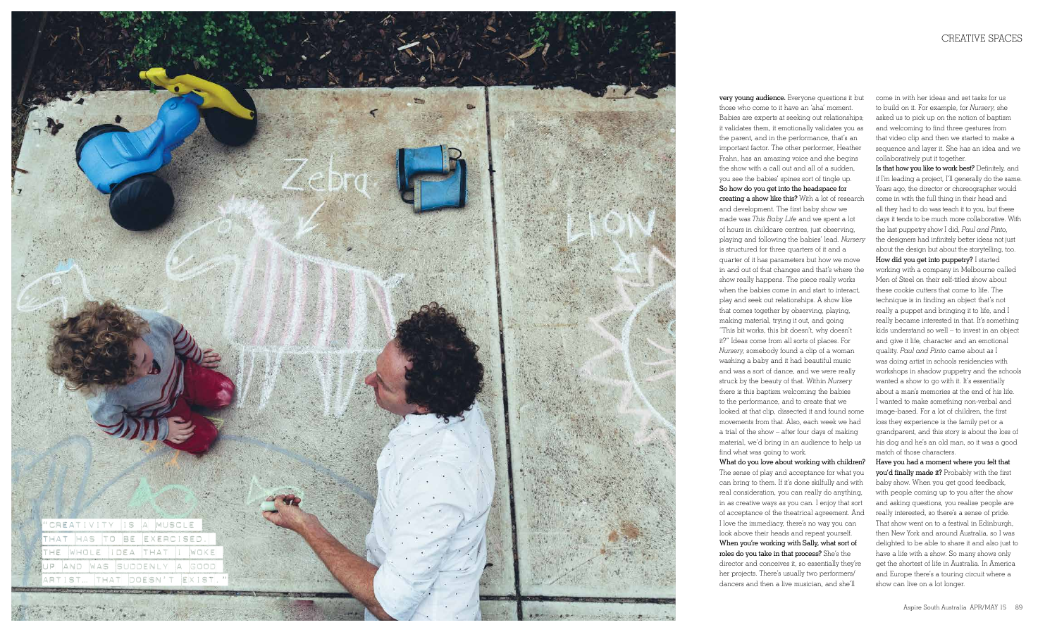"CREATIVITY IS A MUSCLE THAT HAS TO BE EXERCISED. THE WHOLE IDEA THAT I WOKE UP AND WAS SUDDENLY A GOOD ARTIST... THAT DOESN'T EXIST."

**very young audience.** Everyone questions it but those who come to it have an 'aha' moment. Babies are experts at seeking out relationships; it validates them, it emotionally validates you as the parent, and in the performance, that's an important factor. The other performer, Heather Frahn, has an amazing voice and she begins the show with a call out and all of a sudden, you see the babies' spines sort of tingle up.

**So how do you get into the headspace for creating a show like this?** With a lot of research and development. The first baby show we made was *This Baby Life* and we spent a lot of hours in childcare centres, just observing, playing and following the babies' lead. *Nursery* is structured for three quarters of it and a quarter of it has parameters but how we move in and out of that changes and that's where the show really happens. The piece really works when the babies come in and start to interact, play and seek out relationships. A show like that comes together by observing, playing, making material, trying it out, and going "This bit works, this bit doesn't, *why* doesn't it?" Ideas come from all sorts of places. For *Nursery*, somebody found a clip of a woman washing a baby and it had beautiful music and was a sort of dance, and we were really struck by the beauty of that. Within *Nursery* there is this baptism welcoming the babies to the performance, and to create that we looked at that clip, dissected it and found some movements from that. Also, each week we had a trial of the show – after four days of making material, we'd bring in an audience to help us find what was going to work.

**What do you love about working with children?** The sense of play and acceptance for what you can bring to them. If it's done skilfully and with real consideration, you can really do anything, in as creative ways as you can. I enjoy that sort of acceptance of the theatrical agreement. And I love the immediacy, there's no way you can look above their heads and repeat yourself.

**When you're working with Sally, what sort of roles do you take in that process?** She's the director and conceives it, so essentially they're her projects. There's usually two performers/dancers and then a live musician, and she'll come in with her ideas and set tasks for us to build on it. For example, for *Nursery*, she asked us to pick up on the notion of baptism and welcoming to find three gestures from that video clip and then we started to make a sequence and layer it. She has an idea and we collaboratively put it together.

**Is that how you like to work best?** Definitely, and if I'm leading a project, I'll generally do the same. Years ago, the director or choreographer would come in with the full thing in their head and all they had to do was teach it to you, but these days it tends to be much more collaborative. With the last puppetry show I did, *Paul and Pinto*, the designers had infinitely better ideas not just about the design but about the storytelling, too.

**How did you get into puppetry?** I started working with a company in Melbourne called Men of Steel on their self-titled show about these cookie cutters that come to life. The technique is in finding an object that's not really a puppet and bringing it to life, and I really became interested in that. It's something kids understand so well – to invest in an object and give it life, character and an emotional quality. *Paul and Pinto* came about as I was doing artist in schools residencies with workshops in shadow puppetry and the schools wanted a show to go with it. It's essentially about a man's memories at the end of his life. I wanted to make something non-verbal and image-based. For a lot of children, the first loss they experience is the family pet or a grandparent, and this story is about the loss of his dog and he's an old man, so it was a good match of those characters.

**Have you had a moment where you felt that you'd finally made it?** Probably with the first baby show. When you get good feedback, with people coming up to you after the show and asking questions, you realise people are really interested, so there's a sense of pride. That show went on to a festival in Edinburgh, then New York and around Australia, so I was delighted to be able to share it and also just to have a life with a show. So many shows only get the shortest of life in Australia. In America and Europe there's a touring circuit where a show can live on a lot longer.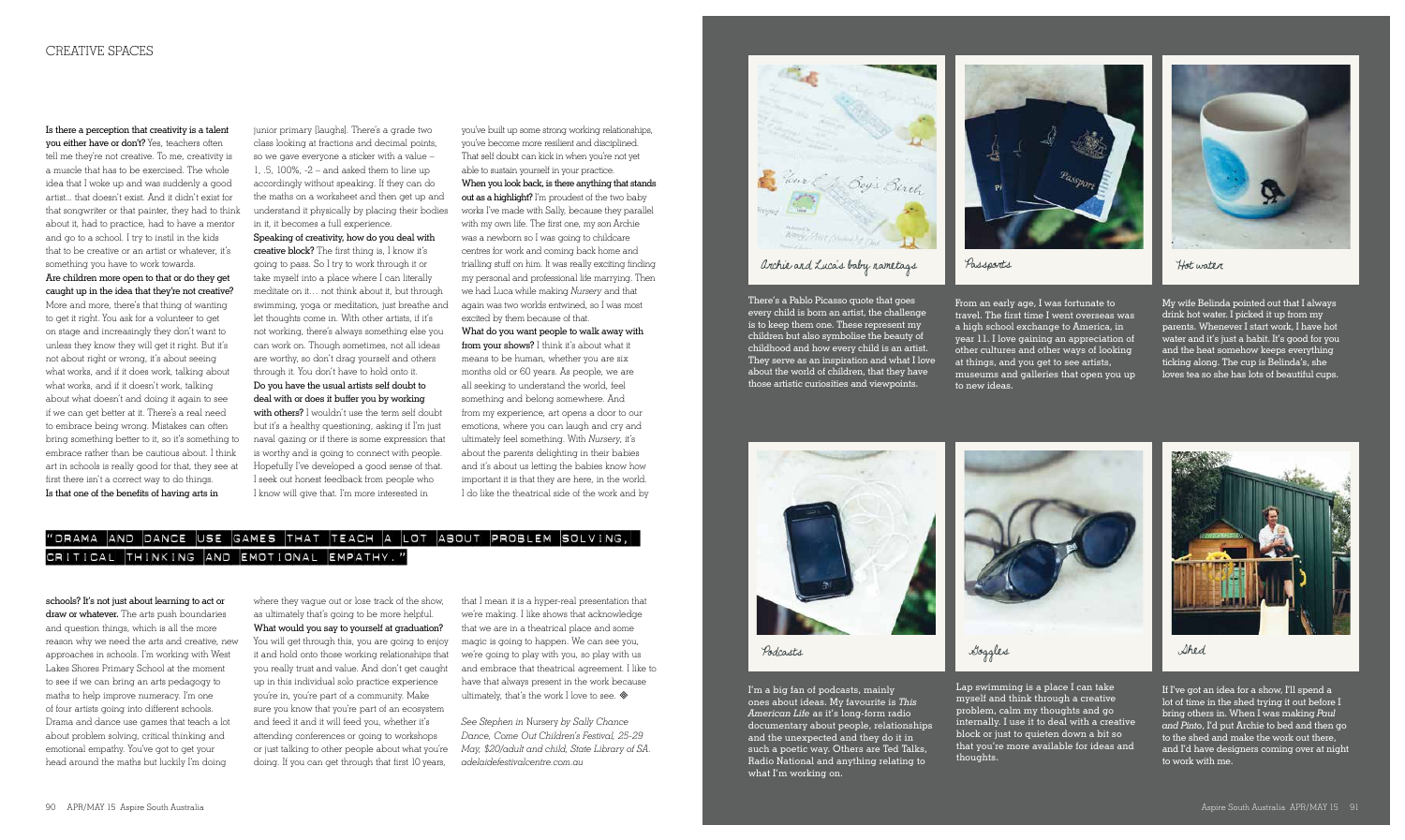Is there a perception that creativity is a talent you either have or don't? Yes, teachers often tell me they're not creative. To me, creativity is a muscle that has to be exercised. The whole idea that I woke up and was suddenly a good artist… that doesn't exist. And it didn't exist for that songwriter or that painter, they had to think about it, had to practice, had to have a mentor and go to a school. I try to instil in the kids that to be creative or an artist or whatever, it's something you have to work towards.

**Are children more open to that or do they get caught up in the idea that they're not creative?** More and more, there's that thing of wanting to get it right. You ask for a volunteer to get on stage and increasingly they don't want to unless they know they will get it right. But it's not about right or wrong, it's about seeing what works, and if it does work, talking about what works, and if it doesn't work, talking about what doesn't and doing it again to see if we can get better at it. There's a real need to embrace being wrong. Mistakes can often bring something better to it, so it's something to embrace rather than be cautious about. I think art in schools is really good for that, they see at first there isn't a correct way to do things.

**Is that one of the benefits of having arts in schools? It's not just about learning to act or draw or whatever.** The arts push boundaries and question things, which is all the more reason why we need the arts and creative, new approaches in schools. I'm working with West Lakes Shores Primary School at the moment to see if we can bring an arts pedagogy to maths to help improve numeracy. I'm one of four artists going into different schools. Drama and dance use games that teach a lot about problem solving, critical thinking and emotional empathy. You've got to get your head around the maths but luckily I'm doing junior primary [laughs]. There's a grade two class looking at fractions and decimal points, so we gave everyone a sticker with a value – 1, .5, 100%, -2 – and asked them to line up accordingly without speaking. If they can do the maths on a worksheet and then get up and understand it physically by placing their bodies in it, it becomes a full experience.

**Speaking of creativity, how do you deal with creative block?** The first thing is, I know it's going to pass. So I try to work through it or take myself into a place where I can literally meditate on it… not think about it, but through swimming, yoga or meditation, just breathe and let thoughts come in. With other artists, if it's not working, there's always something else you can work on. Though sometimes, not all ideas are worthy, so don't drag yourself and others through it. You don't have to hold onto it.

**Do you have the usual artists self doubt to deal with or does it buffer you by working with others?** I wouldn't use the term self doubt but it's a healthy questioning, asking if I'm just naval gazing or if there is some expression that is worthy and is going to connect with people. Hopefully I've developed a good sense of that. I seek out honest feedback from people who I know will give that. I'm more interested in where they vague out or lose track of the show, as ultimately that's going to be more helpful.

**What would you say to yourself at graduation?** You will get through this, you are going to enjoy it and hold onto those working relationships that you really trust and value. And don't get caught up in this individual solo practice experience you're in, you're part of a community. Make sure you know that you're part of an ecosystem and feed it and it will feed you, whether it's attending conferences or going to workshops or just talking to other people about what you're doing. If you can get through that first 10 years, you've built up some strong working relationships, you've become more resilient and disciplined. That self doubt can kick in when you're not yet able to sustain yourself in your practice.

**When you look back, is there anything that stands out as a highlight?** I'm proudest of the two baby works I've made with Sally, because they parallel with my own life. The first one, my son Archie was a newborn so I was going to childcare centres for work and coming back home and trialling stuff on him. It was really exciting finding my personal and professional life marrying. Then we had Luca while making *Nursery* and that again was two works entwined, so I was most excited by them.

**What do you want people to walk away with from your shows?** I think it's about what it means to be human, whether you are six months old or 60 years. As people, we are all seeking to understand the world, feel something and belong somewhere. And from my experience, art opens a door to our emotions, where you can laugh and cry and ultimately feel something. With *Nursery*, it's about the parents delighting in their babies and it's about us letting the babies know how important it is that they are here, in the world. I do like the theatrical side of the work and by that I mean it is a hyper-real presentation that we're making. I like shows that acknowledge that we are in a theatrical place and some magic is going to happen. We can see you, we're going to play with you, so play with us and embrace that theatrical agreement. I like to have that always present in the work because ultimately, that's the work I love to see. ◆

*See Stephen in* Nursery *by Sally Chance Dance, Come Out Children's Festival, 25-29 May, $20/adult and child, State Library of SA. adelaidefestivalcentre.com.au*

"DRAMA AND DANCE USE GAMES THAT TEACH A LOT ABOUT PROBLEM SOLVING, CRITICAL THINKING AND EMOTIONAL EMPATHY."

Archie and Luca's baby nametags

There's a Pablo Picasso quote that goes every child is born an artist, the challenge is to keep them one. These represent my children but also symbolise the beauty of childhood and how every child is an artist. They serve as an inspiration and what I love about the world of children, that they have those artistic curiosities and viewpoints.

Passports

From an early age, I was fortunate to travel. The first time I went overseas was a high school exchange to America, in year 11. I love gaining an appreciation of other cultures and other ways of looking at things, and you get to see artists, museums and galleries that open you up to new ideas.

Hot water

My wife Belinda pointed out that I always drink hot water. I picked it up from my parents. Whenever I start work, I have hot water and it's just a habit. It's good for you and the heat somehow keeps everything ticking along. The cup is Belinda's, she loves tea so she has lots of beautiful cups.

Podcasts

I'm a big fan of podcasts, mainly ones about ideas. My favourite is *This American Life* as it's long-form radio documentary about people, relationships and the unexpected and they do it in such a poetic way. Others are Ted Talks, Radio National and anything relating to what I'm working on.

Goggles

Lap swimming is a place I can take myself and think through a creative problem, calm my thoughts and go internally. I use it to deal with a creative block or just to quieten down a bit so that you're more available for ideas and thoughts.

Shed

If I've got an idea for a show, I'll spend a lot of time in the shed trying it out before I bring others in. When I was making *Paul and Pinto*, I'd put Archie to bed and then go to the shed and make the work out there, and I'd have designers coming over at night to work with me.